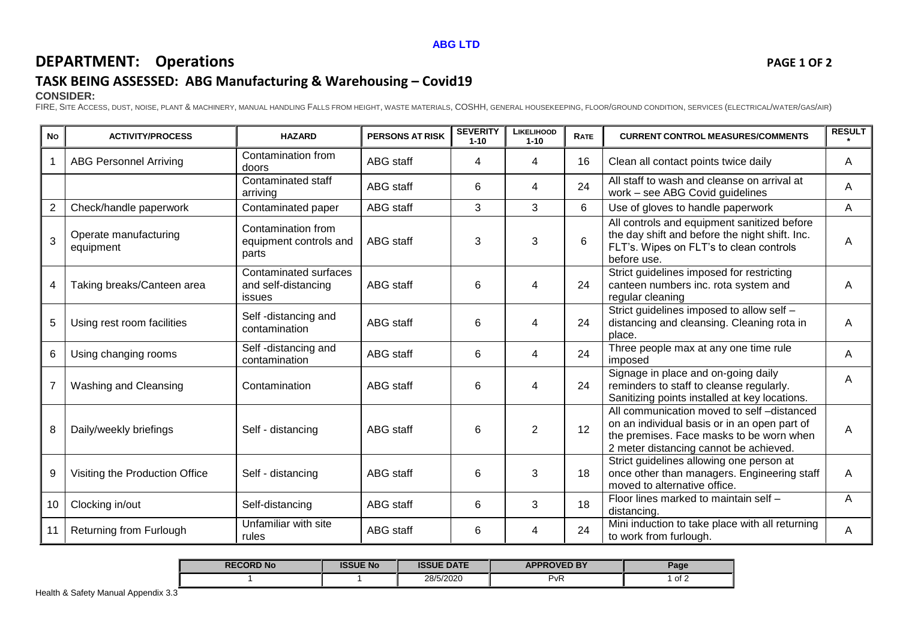**ABG LTD**

# DEPARTMENT: Operations

## TASK BEING ASSESSED: ABG Manufacturing & Warehousing – Covid19

**CONSIDER:**

FIRE, SITE ACCESS, DUST, NOISE, PLANT & MACHINERY, MANUAL HANDLING FALLS FROM HEIGHT, WASTE MATERIALS, COSHH, GENERAL HOUSEKEEPING, FLOOR/GROUND CONDITION, SERVICES (ELECTRICAL/WATER/GAS/AIR)

| No | ACTIVITY/PROCESS | HAZARD | PERSONS AT RISK | SEVERITY 1-10 | LIKELIHOOD 1-10 | RATE | CURRENT CONTROL MEASURES/COMMENTS | RESULT * |
|---|---|---|---|---|---|---|---|---|
| 1 | ABG Personnel Arriving | Contamination from doors | ABG staff | 4 | 4 | 16 | Clean all contact points twice daily | A |
| | | Contaminated staff arriving | ABG staff | 6 | 4 | 24 | All staff to wash and cleanse on arrival at work – see ABG Covid guidelines | A |
| 2 | Check/handle paperwork | Contaminated paper | ABG staff | 3 | 3 | 6 | Use of gloves to handle paperwork | A |
| 3 | Operate manufacturing equipment | Contamination from equipment controls and parts | ABG staff | 3 | 3 | 6 | All controls and equipment sanitized before the day shift and before the night shift. Inc. FLT's. Wipes on FLT's to clean controls before use. | A |
| 4 | Taking breaks/Canteen area | Contaminated surfaces and self-distancing issues | ABG staff | 6 | 4 | 24 | Strict guidelines imposed for restricting canteen numbers inc. rota system and regular cleaning | A |
| 5 | Using rest room facilities | Self -distancing and contamination | ABG staff | 6 | 4 | 24 | Strict guidelines imposed to allow self – distancing and cleansing. Cleaning rota in place. | A |
| 6 | Using changing rooms | Self -distancing and contamination | ABG staff | 6 | 4 | 24 | Three people max at any one time rule imposed | A |
| 7 | Washing and Cleansing | Contamination | ABG staff | 6 | 4 | 24 | Signage in place and on-going daily reminders to staff to cleanse regularly. Sanitizing points installed at key locations. | A |
| 8 | Daily/weekly briefings | Self - distancing | ABG staff | 6 | 2 | 12 | All communication moved to self –distanced on an individual basis or in an open part of the premises. Face masks to be worn when 2 meter distancing cannot be achieved. | A |
| 9 | Visiting the Production Office | Self - distancing | ABG staff | 6 | 3 | 18 | Strict guidelines allowing one person at once other than managers. Engineering staff moved to alternative office. | A |
| 10 | Clocking in/out | Self-distancing | ABG staff | 6 | 3 | 18 | Floor lines marked to maintain self – distancing. | A |
| 11 | Returning from Furlough | Unfamiliar with site rules | ABG staff | 6 | 4 | 24 | Mini induction to take place with all returning to work from furlough. | A |

| RECORD No | ISSUE No | ISSUE DATE | APPROVED BY | Page |
|---|---|---|---|---|
| 1 | 1 | 28/5/2020 | PvR | 1 of 2 |

Health & Safety Manual Appendix 3.3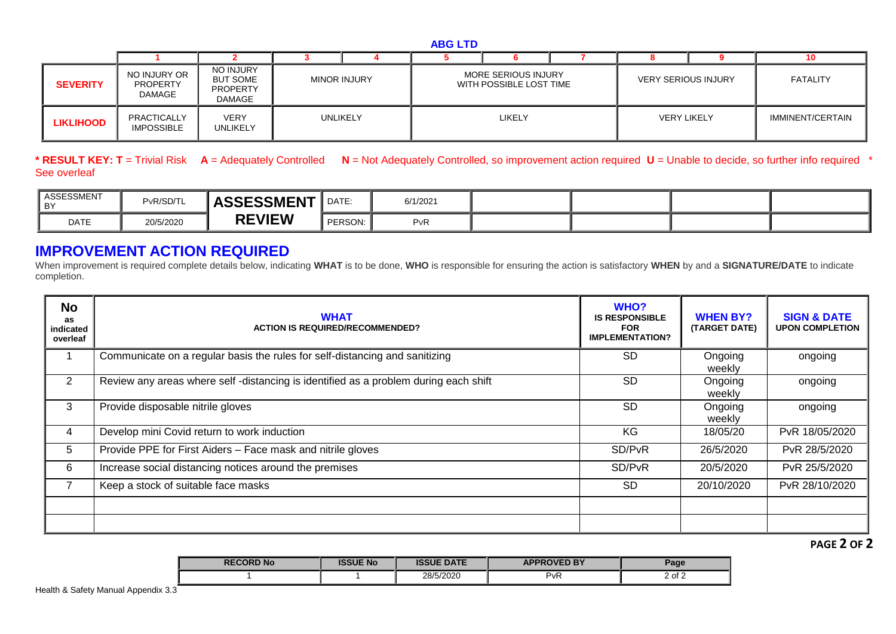**ABG LTD**

| | 1 | 2 | 3 | 4 | 5 | 6 | 7 | 8 | 9 | 10 |
|---|---|---|---|---|---|---|---|---|---|---|
| **SEVERITY** | NO INJURY OR PROPERTY DAMAGE | NO INJURY BUT SOME PROPERTY DAMAGE | MINOR INJURY | | MORE SERIOUS INJURY WITH POSSIBLE LOST TIME | | | VERY SERIOUS INJURY | | FATALITY |
| **LIKLIHOOD** | PRACTICALLY IMPOSSIBLE | VERY UNLIKELY | UNLIKELY | | LIKELY | | | VERY LIKELY | | IMMINENT/CERTAIN |

*** RESULT KEY: T** = Trivial Risk **A** = Adequately Controlled **N** = Not Adequately Controlled, so improvement action required **U** = Unable to decide, so further info required * See overleaf

| | | | | | | | | |
|---|---|---|---|---|---|---|---|---|
| ASSESSMENT BY | PvR/SD/TL | **ASSESSMENT REVIEW** | DATE: | 6/1/2021 | | | | |
| DATE | 20/5/2020 | | PERSON: | PvR | | | | |

## IMPROVEMENT ACTION REQUIRED

When improvement is required complete details below, indicating **WHAT** is to be done, **WHO** is responsible for ensuring the action is satisfactory **WHEN** by and a **SIGNATURE/DATE** to indicate completion.

| **No** as indicated overleaf | **WHAT** ACTION IS REQUIRED/RECOMMENDED? | **WHO?** IS RESPONSIBLE FOR IMPLEMENTATION? | **WHEN BY?** (TARGET DATE) | **SIGN & DATE** UPON COMPLETION |
|---|---|---|---|---|
| 1 | Communicate on a regular basis the rules for self-distancing and sanitizing | SD | Ongoing weekly | ongoing |
| 2 | Review any areas where self -distancing is identified as a problem during each shift | SD | Ongoing weekly | ongoing |
| 3 | Provide disposable nitrile gloves | SD | Ongoing weekly | ongoing |
| 4 | Develop mini Covid return to work induction | KG | 18/05/20 | PvR 18/05/2020 |
| 5 | Provide PPE for First Aiders – Face mask and nitrile gloves | SD/PvR | 26/5/2020 | PvR 28/5/2020 |
| 6 | Increase social distancing notices around the premises | SD/PvR | 20/5/2020 | PvR 25/5/2020 |
| 7 | Keep a stock of suitable face masks | SD | 20/10/2020 | PvR 28/10/2020 |
| | | | | |
| | | | | |

| RECORD No | ISSUE No | ISSUE DATE | APPROVED BY | Page |
|---|---|---|---|---|
| 1 | 1 | 28/5/2020 | PvR | 2 of 2 |

Health & Safety Manual Appendix 3.3